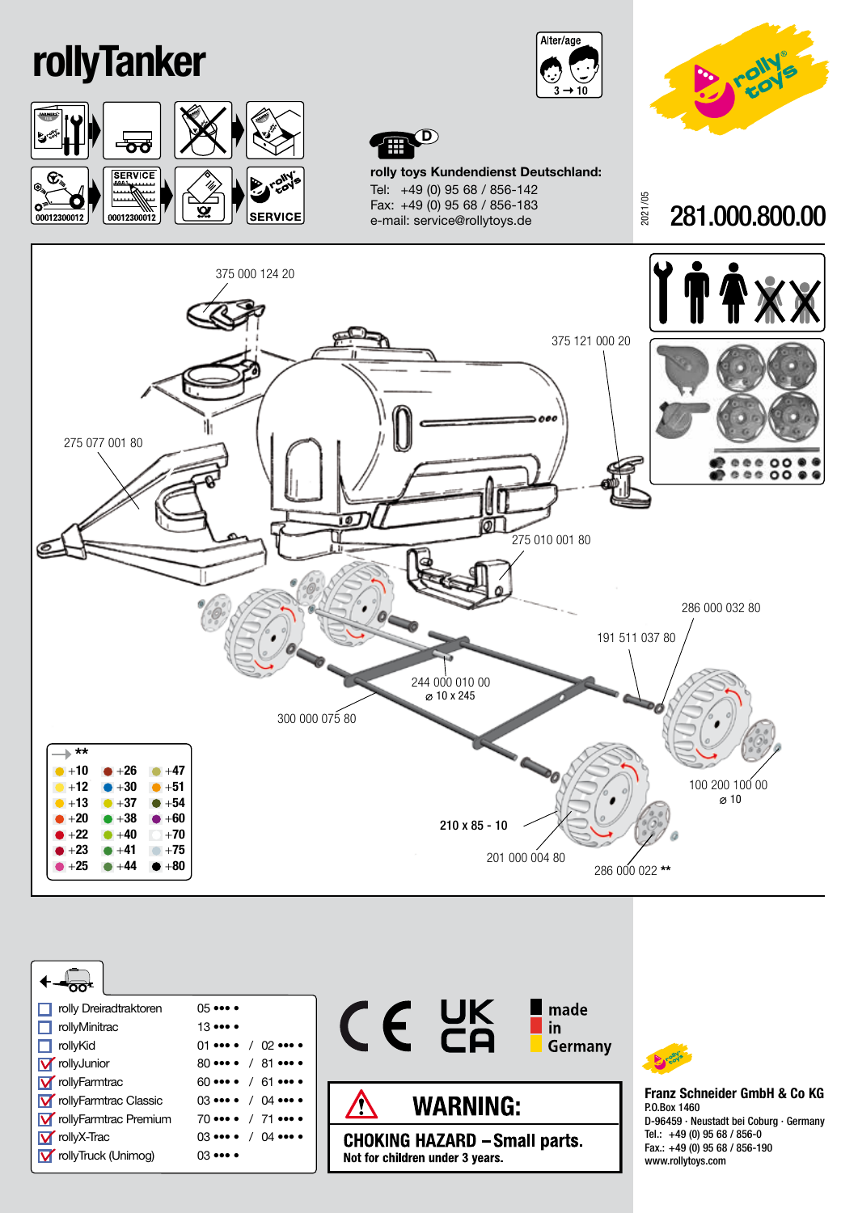# rollyTanker

Alter/age 3 → 10

**rolly toys Kundendienst Deutschland:**
Tel: +49 (0) 95 68 / 856-142
Fax: +49 (0) 95 68 / 856-183
e-mail: service@rollytoys.de

2021/05

## 281.000.800.00

00012300012

SERVICE

375 000 124 20

375 121 000 20

275 077 001 80

275 010 001 80

286 000 032 80

191 511 037 80

244 000 010 00
⌀ 10 x 245

300 000 075 80

100 200 100 00
⌀ 10

210 x 85 - 10

201 000 004 80

286 000 022 **

→ **

| | | |
|---|---|---|
| +10 | +26 | +47 |
| +12 | +30 | +51 |
| +13 | +37 | +54 |
| +20 | +38 | +60 |
| +22 | +40 | +70 |
| +23 | +41 | +75 |
| +25 | +44 | +80 |

| | | |
|---|---|---|
| ☐ rolly Dreiradtraktoren | 05 ••• • | |
| ☐ rollyMinitrac | 13 ••• • | |
| ☐ rollyKid | 01 ••• • | / 02 ••• • |
| ☑ rollyJunior | 80 ••• • | / 81 ••• • |
| ☑ rollyFarmtrac | 60 ••• • | / 61 ••• • |
| ☑ rollyFarmtrac Classic | 03 ••• • | / 04 ••• • |
| ☑ rollyFarmtrac Premium | 70 ••• • | / 71 ••• • |
| ☑ rollyX-Trac | 03 ••• • | / 04 ••• • |
| ☑ rollyTruck (Unimog) | 03 ••• • | |

CE UK CA

made in Germany

**WARNING:**

**CHOKING HAZARD – Small parts.**
**Not for children under 3 years.**

**Franz Schneider GmbH & Co KG**
P.O.Box 1460
D-96459 · Neustadt bei Coburg · Germany
Tel.: +49 (0) 95 68 / 856-0
Fax.: +49 (0) 95 68 / 856-190
www.rollytoys.com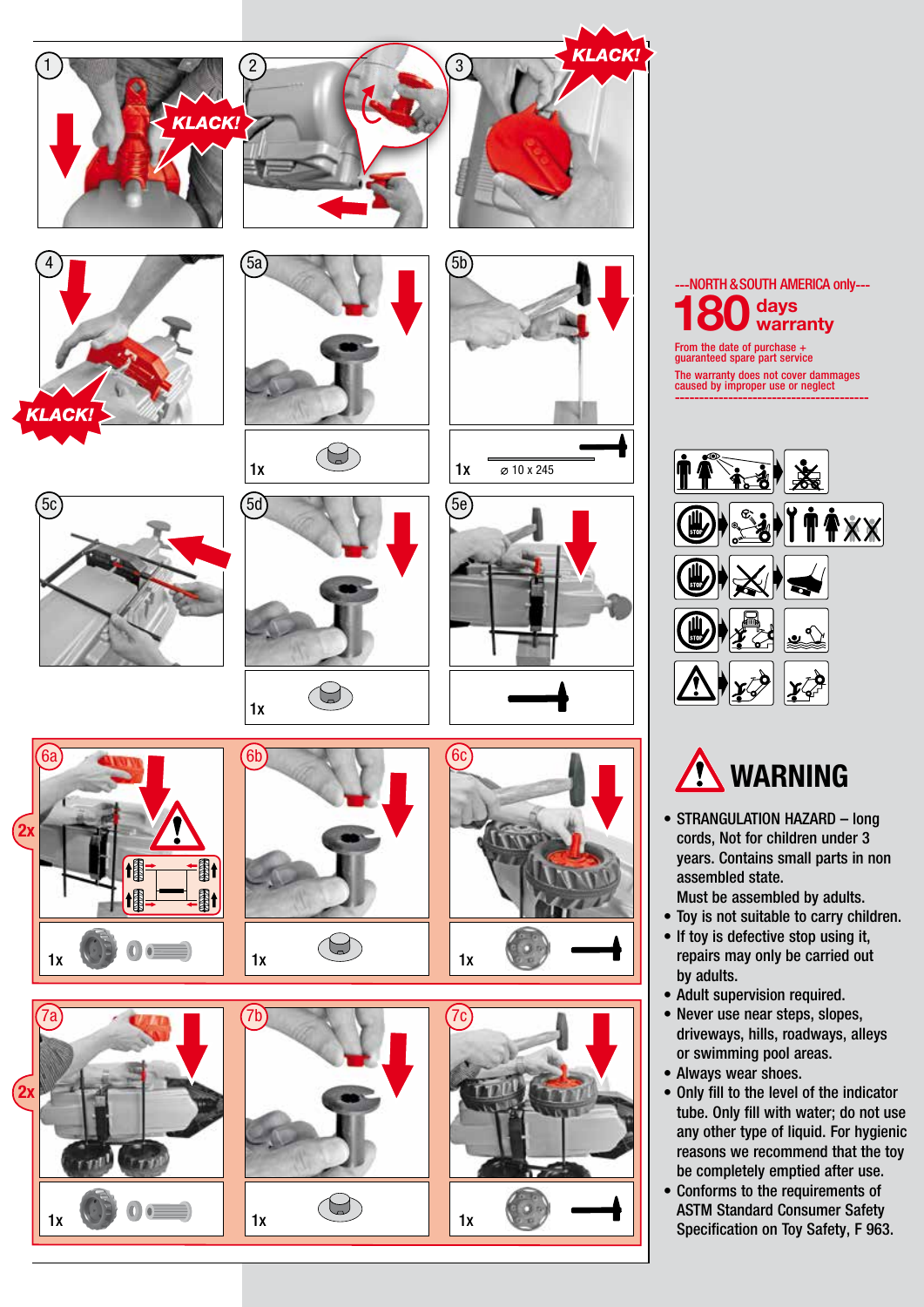1 KLACK!

2

3 KLACK!

4 KLACK!

5a 1x

5b 1x ⌀ 10 x 245

5c

5d 1x

5e

6a 2x 1x

6b 1x

6c 1x

7a 2x 1x

7b 1x

7c 1x

---NORTH & SOUTH AMERICA only---

**180 days warranty**

From the date of purchase + guaranteed spare part service

The warranty does not cover dammages caused by improper use or neglect

---

## WARNING

- STRANGULATION HAZARD – long cords, Not for children under 3 years. Contains small parts in non assembled state. Must be assembled by adults.
- Toy is not suitable to carry children.
- If toy is defective stop using it, repairs may only be carried out by adults.
- Adult supervision required.
- Never use near steps, slopes, driveways, hills, roadways, alleys or swimming pool areas.
- Always wear shoes.
- Only fill to the level of the indicator tube. Only fill with water; do not use any other type of liquid. For hygienic reasons we recommend that the toy be completely emptied after use.
- Conforms to the requirements of ASTM Standard Consumer Safety Specification on Toy Safety, F 963.